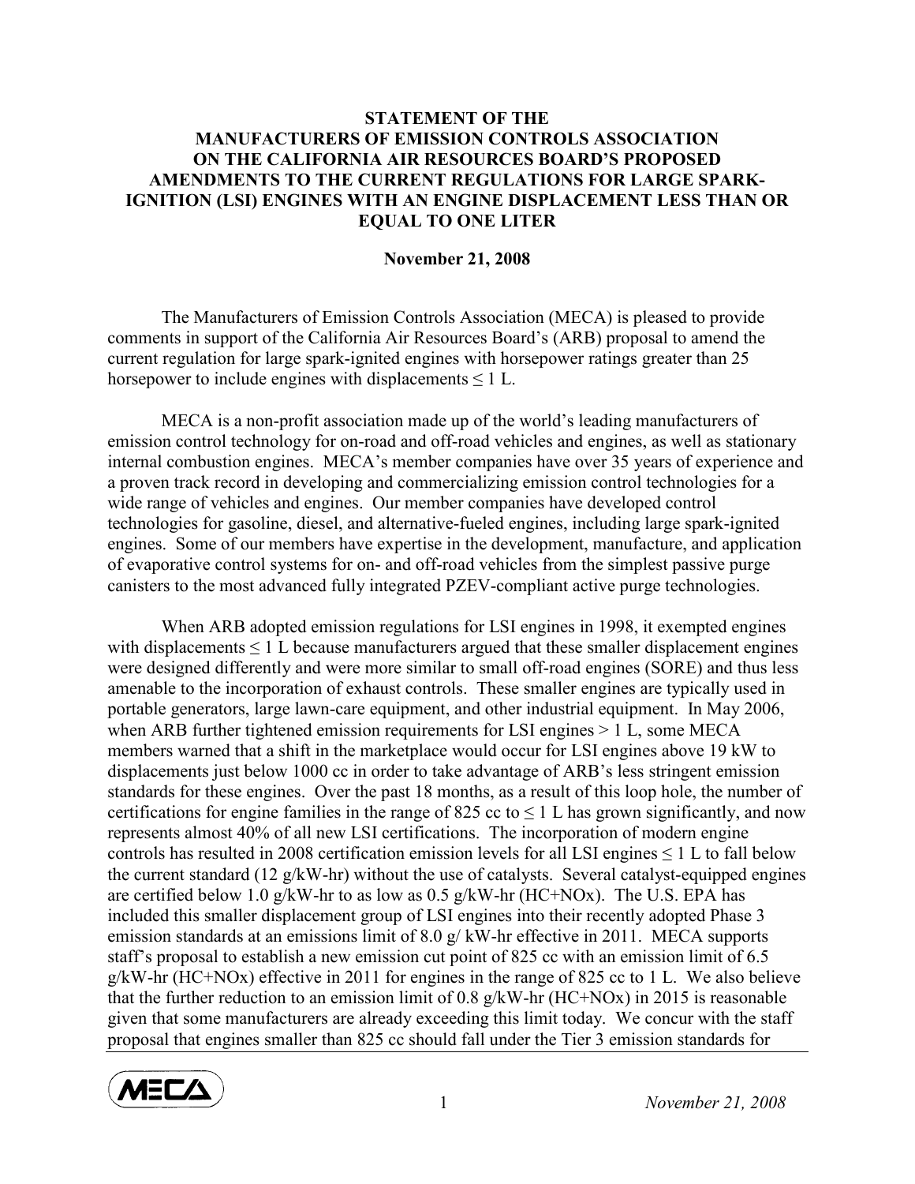**STATEMENT OF THE MANUFACTURERS OF EMISSION CONTROLS ASSOCIATION ON THE CALIFORNIA AIR RESOURCES BOARD'S PROPOSED AMENDMENTS TO THE CURRENT REGULATIONS FOR LARGE SPARK-IGNITION (LSI) ENGINES WITH AN ENGINE DISPLACEMENT LESS THAN OR EQUAL TO ONE LITER**

**November 21, 2008**

The Manufacturers of Emission Controls Association (MECA) is pleased to provide comments in support of the California Air Resources Board's (ARB) proposal to amend the current regulation for large spark-ignited engines with horsepower ratings greater than 25 horsepower to include engines with displacements ≤ 1 L.

MECA is a non-profit association made up of the world's leading manufacturers of emission control technology for on-road and off-road vehicles and engines, as well as stationary internal combustion engines. MECA's member companies have over 35 years of experience and a proven track record in developing and commercializing emission control technologies for a wide range of vehicles and engines. Our member companies have developed control technologies for gasoline, diesel, and alternative-fueled engines, including large spark-ignited engines. Some of our members have expertise in the development, manufacture, and application of evaporative control systems for on- and off-road vehicles from the simplest passive purge canisters to the most advanced fully integrated PZEV-compliant active purge technologies.

When ARB adopted emission regulations for LSI engines in 1998, it exempted engines with displacements ≤ 1 L because manufacturers argued that these smaller displacement engines were designed differently and were more similar to small off-road engines (SORE) and thus less amenable to the incorporation of exhaust controls. These smaller engines are typically used in portable generators, large lawn-care equipment, and other industrial equipment. In May 2006, when ARB further tightened emission requirements for LSI engines > 1 L, some MECA members warned that a shift in the marketplace would occur for LSI engines above 19 kW to displacements just below 1000 cc in order to take advantage of ARB's less stringent emission standards for these engines. Over the past 18 months, as a result of this loop hole, the number of certifications for engine families in the range of 825 cc to ≤ 1 L has grown significantly, and now represents almost 40% of all new LSI certifications. The incorporation of modern engine controls has resulted in 2008 certification emission levels for all LSI engines ≤ 1 L to fall below the current standard (12 g/kW-hr) without the use of catalysts. Several catalyst-equipped engines are certified below 1.0 g/kW-hr to as low as 0.5 g/kW-hr (HC+NOx). The U.S. EPA has included this smaller displacement group of LSI engines into their recently adopted Phase 3 emission standards at an emissions limit of 8.0 g/ kW-hr effective in 2011. MECA supports staff's proposal to establish a new emission cut point of 825 cc with an emission limit of 6.5 g/kW-hr (HC+NOx) effective in 2011 for engines in the range of 825 cc to 1 L. We also believe that the further reduction to an emission limit of 0.8 g/kW-hr (HC+NOx) in 2015 is reasonable given that some manufacturers are already exceeding this limit today. We concur with the staff proposal that engines smaller than 825 cc should fall under the Tier 3 emission standards for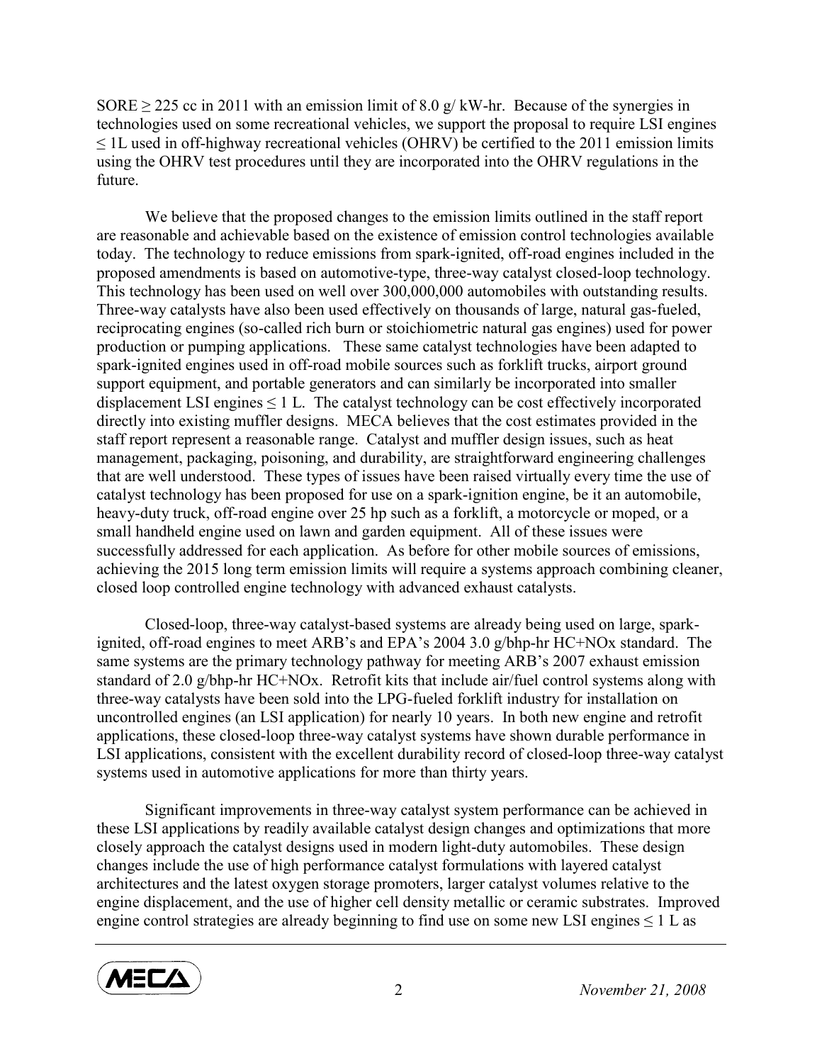SORE ≥ 225 cc in 2011 with an emission limit of 8.0 g/ kW-hr. Because of the synergies in technologies used on some recreational vehicles, we support the proposal to require LSI engines ≤ 1L used in off-highway recreational vehicles (OHRV) be certified to the 2011 emission limits using the OHRV test procedures until they are incorporated into the OHRV regulations in the future.

We believe that the proposed changes to the emission limits outlined in the staff report are reasonable and achievable based on the existence of emission control technologies available today. The technology to reduce emissions from spark-ignited, off-road engines included in the proposed amendments is based on automotive-type, three-way catalyst closed-loop technology. This technology has been used on well over 300,000,000 automobiles with outstanding results. Three-way catalysts have also been used effectively on thousands of large, natural gas-fueled, reciprocating engines (so-called rich burn or stoichiometric natural gas engines) used for power production or pumping applications. These same catalyst technologies have been adapted to spark-ignited engines used in off-road mobile sources such as forklift trucks, airport ground support equipment, and portable generators and can similarly be incorporated into smaller displacement LSI engines ≤ 1 L. The catalyst technology can be cost effectively incorporated directly into existing muffler designs. MECA believes that the cost estimates provided in the staff report represent a reasonable range. Catalyst and muffler design issues, such as heat management, packaging, poisoning, and durability, are straightforward engineering challenges that are well understood. These types of issues have been raised virtually every time the use of catalyst technology has been proposed for use on a spark-ignition engine, be it an automobile, heavy-duty truck, off-road engine over 25 hp such as a forklift, a motorcycle or moped, or a small handheld engine used on lawn and garden equipment. All of these issues were successfully addressed for each application. As before for other mobile sources of emissions, achieving the 2015 long term emission limits will require a systems approach combining cleaner, closed loop controlled engine technology with advanced exhaust catalysts.

Closed-loop, three-way catalyst-based systems are already being used on large, spark-ignited, off-road engines to meet ARB's and EPA's 2004 3.0 g/bhp-hr HC+NOx standard. The same systems are the primary technology pathway for meeting ARB's 2007 exhaust emission standard of 2.0 g/bhp-hr HC+NOx. Retrofit kits that include air/fuel control systems along with three-way catalysts have been sold into the LPG-fueled forklift industry for installation on uncontrolled engines (an LSI application) for nearly 10 years. In both new engine and retrofit applications, these closed-loop three-way catalyst systems have shown durable performance in LSI applications, consistent with the excellent durability record of closed-loop three-way catalyst systems used in automotive applications for more than thirty years.

Significant improvements in three-way catalyst system performance can be achieved in these LSI applications by readily available catalyst design changes and optimizations that more closely approach the catalyst designs used in modern light-duty automobiles. These design changes include the use of high performance catalyst formulations with layered catalyst architectures and the latest oxygen storage promoters, larger catalyst volumes relative to the engine displacement, and the use of higher cell density metallic or ceramic substrates. Improved engine control strategies are already beginning to find use on some new LSI engines ≤ 1 L as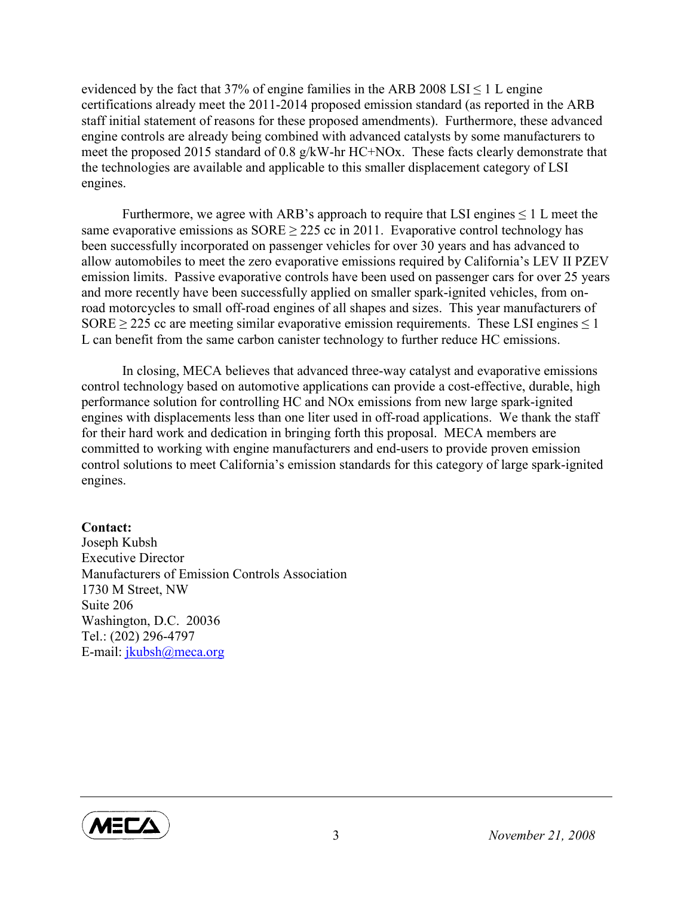evidenced by the fact that 37% of engine families in the ARB 2008 LSI ≤ 1 L engine certifications already meet the 2011-2014 proposed emission standard (as reported in the ARB staff initial statement of reasons for these proposed amendments). Furthermore, these advanced engine controls are already being combined with advanced catalysts by some manufacturers to meet the proposed 2015 standard of 0.8 g/kW-hr HC+NOx. These facts clearly demonstrate that the technologies are available and applicable to this smaller displacement category of LSI engines.

Furthermore, we agree with ARB's approach to require that LSI engines ≤ 1 L meet the same evaporative emissions as SORE ≥ 225 cc in 2011. Evaporative control technology has been successfully incorporated on passenger vehicles for over 30 years and has advanced to allow automobiles to meet the zero evaporative emissions required by California's LEV II PZEV emission limits. Passive evaporative controls have been used on passenger cars for over 25 years and more recently have been successfully applied on smaller spark-ignited vehicles, from on-road motorcycles to small off-road engines of all shapes and sizes. This year manufacturers of SORE ≥ 225 cc are meeting similar evaporative emission requirements. These LSI engines ≤ 1 L can benefit from the same carbon canister technology to further reduce HC emissions.

In closing, MECA believes that advanced three-way catalyst and evaporative emissions control technology based on automotive applications can provide a cost-effective, durable, high performance solution for controlling HC and NOx emissions from new large spark-ignited engines with displacements less than one liter used in off-road applications. We thank the staff for their hard work and dedication in bringing forth this proposal. MECA members are committed to working with engine manufacturers and end-users to provide proven emission control solutions to meet California's emission standards for this category of large spark-ignited engines.

**Contact:**
Joseph Kubsh
Executive Director
Manufacturers of Emission Controls Association
1730 M Street, NW
Suite 206
Washington, D.C. 20036
Tel.: (202) 296-4797
E-mail: jkubsh@meca.org